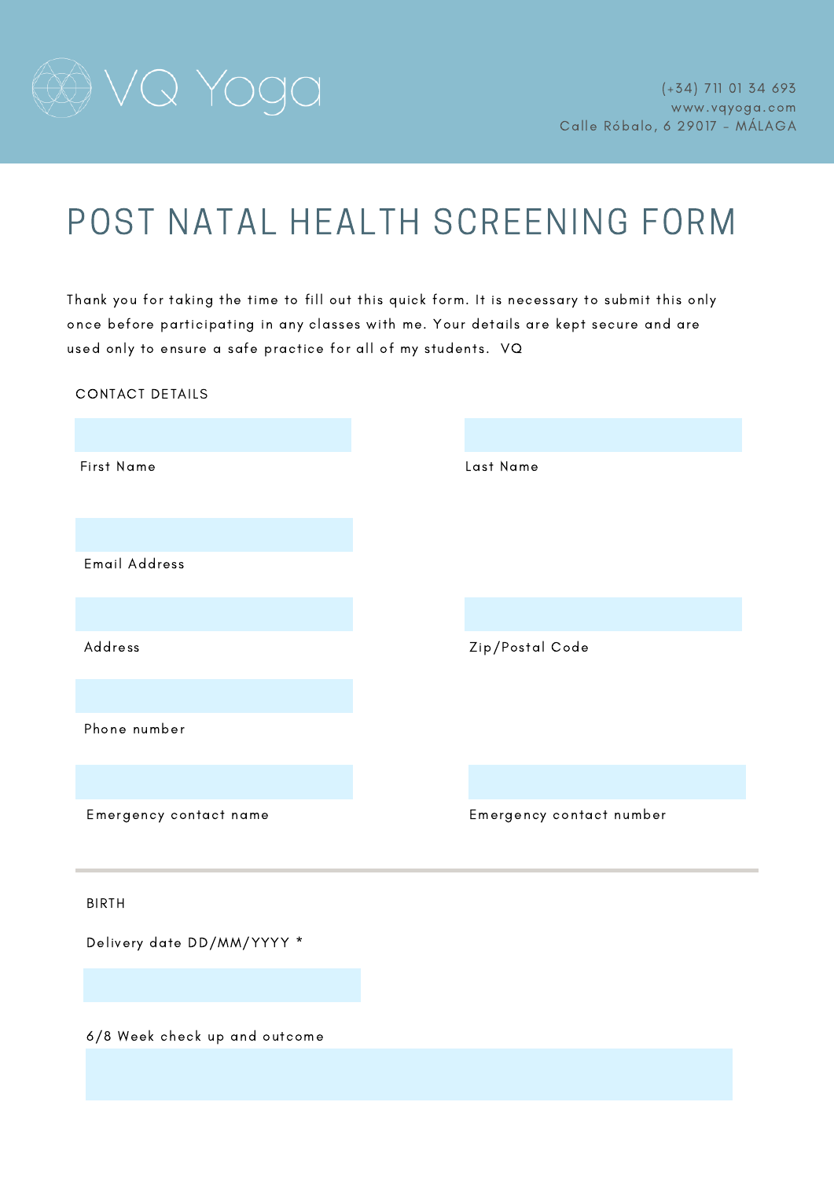VQ Yoga

(+34) 711 01 34 693
www.vqyoga.com
Calle Róbalo, 6 29017 - MÁLAGA

# POST NATAL HEALTH SCREENING FORM

Thank you for taking the time to fill out this quick form. It is necessary to submit this only once before participating in any classes with me. Your details are kept secure and are used only to ensure a safe practice for all of my students. VQ

## CONTACT DETAILS

First Name

Last Name

Email Address

Address

Zip/Postal Code

Phone number

Emergency contact name

Emergency contact number

---

## BIRTH

Delivery date DD/MM/YYYY *

6/8 Week check up and outcome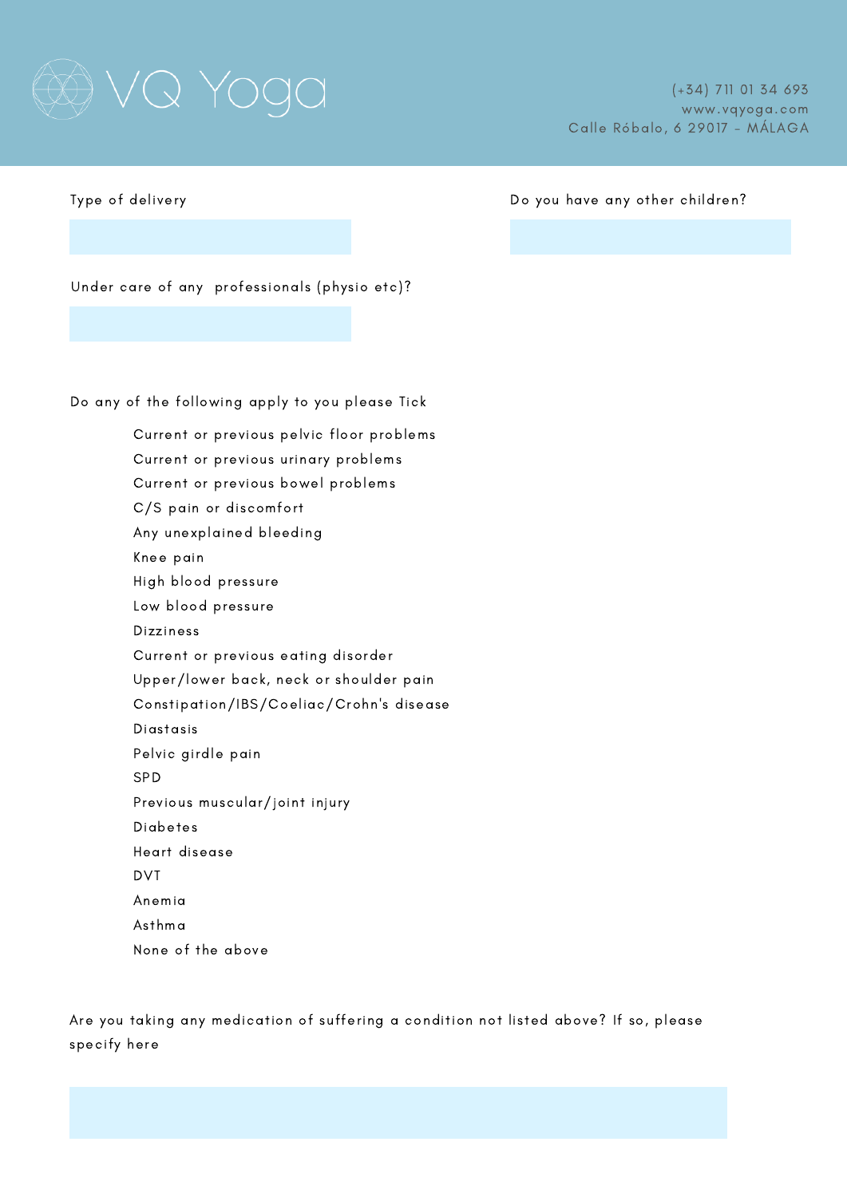# VQ Yoga

(+34) 711 01 34 693
www.vqyoga.com
Calle Róbalo, 6 29017 - MÁLAGA

Type of delivery

Do you have any other children?

Under care of any professionals (physio etc)?

Do any of the following apply to you please Tick

- Current or previous pelvic floor problems
- Current or previous urinary problems
- Current or previous bowel problems
- C/S pain or discomfort
- Any unexplained bleeding
- Knee pain
- High blood pressure
- Low blood pressure
- Dizziness
- Current or previous eating disorder
- Upper/lower back, neck or shoulder pain
- Constipation/IBS/Coeliac/Crohn's disease
- Diastasis
- Pelvic girdle pain
- SPD
- Previous muscular/joint injury
- Diabetes
- Heart disease
- DVT
- Anemia
- Asthma
- None of the above

Are you taking any medication of suffering a condition not listed above? If so, please specify here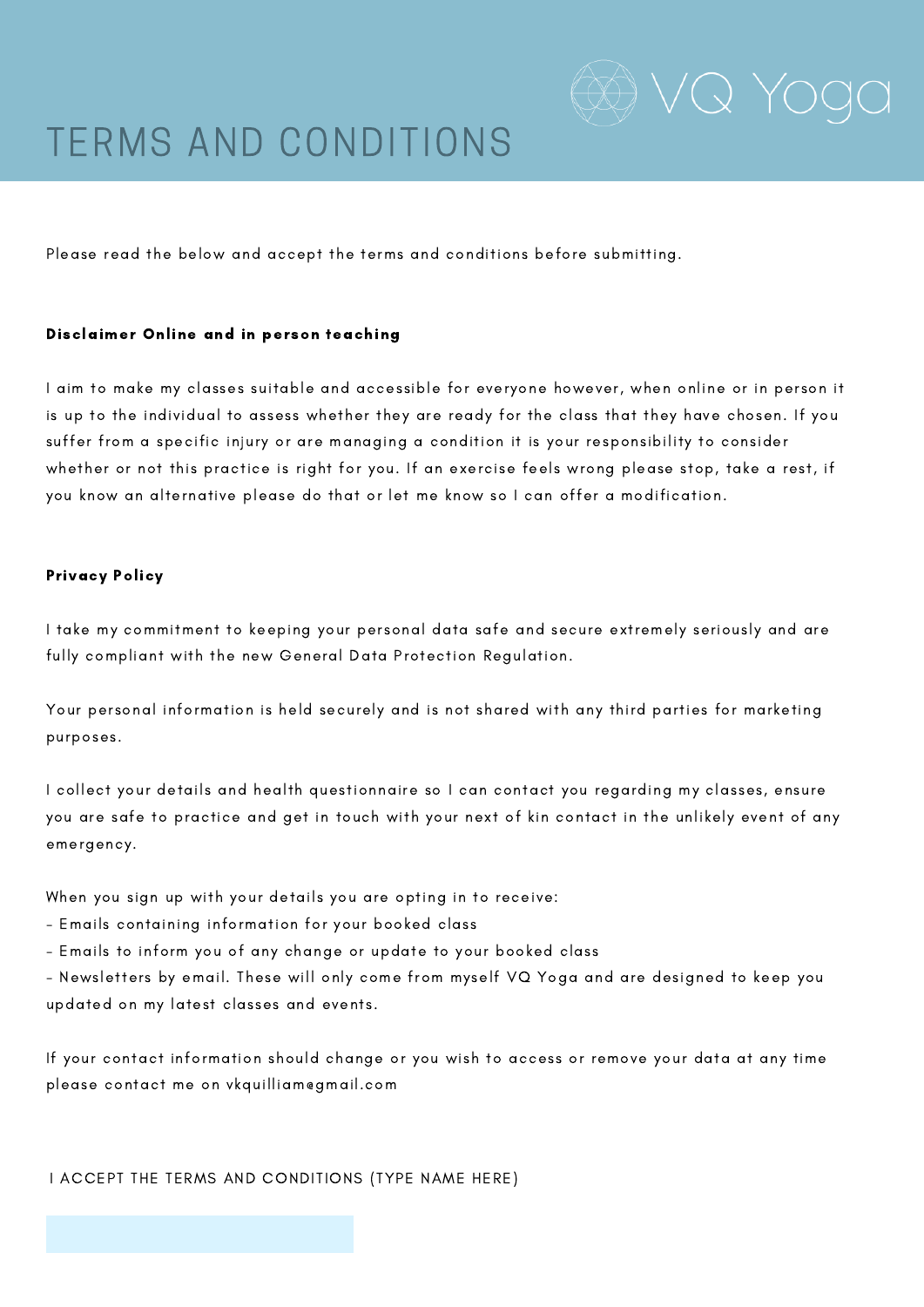# TERMS AND CONDITIONS

VQ Yoga

Please read the below and accept the terms and conditions before submitting.

**Disclaimer Online and in person teaching**

I aim to make my classes suitable and accessible for everyone however, when online or in person it is up to the individual to assess whether they are ready for the class that they have chosen. If you suffer from a specific injury or are managing a condition it is your responsibility to consider whether or not this practice is right for you. If an exercise feels wrong please stop, take a rest, if you know an alternative please do that or let me know so I can offer a modification.

**Privacy Policy**

I take my commitment to keeping your personal data safe and secure extremely seriously and are fully compliant with the new General Data Protection Regulation.

Your personal information is held securely and is not shared with any third parties for marketing purposes.

I collect your details and health questionnaire so I can contact you regarding my classes, ensure you are safe to practice and get in touch with your next of kin contact in the unlikely event of any emergency.

When you sign up with your details you are opting in to receive:

- Emails containing information for your booked class
- Emails to inform you of any change or update to your booked class
- Newsletters by email. These will only come from myself VQ Yoga and are designed to keep you updated on my latest classes and events.

If your contact information should change or you wish to access or remove your data at any time please contact me on vkquilliam@gmail.com

I ACCEPT THE TERMS AND CONDITIONS (TYPE NAME HERE)